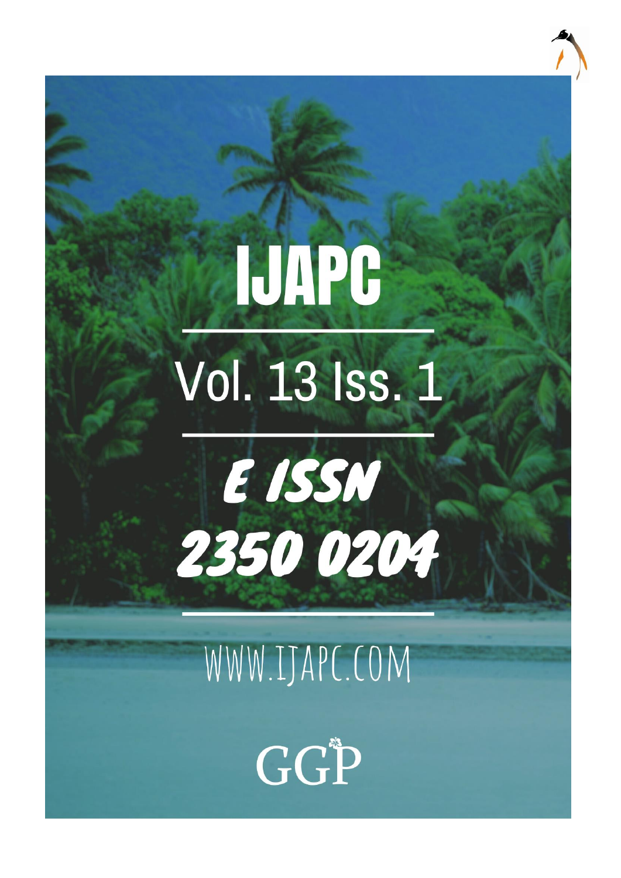# IJAPC

Vol. 13 Iss. 1

E ISSN

2350 0204

WWW.IJAPC.COM

GGP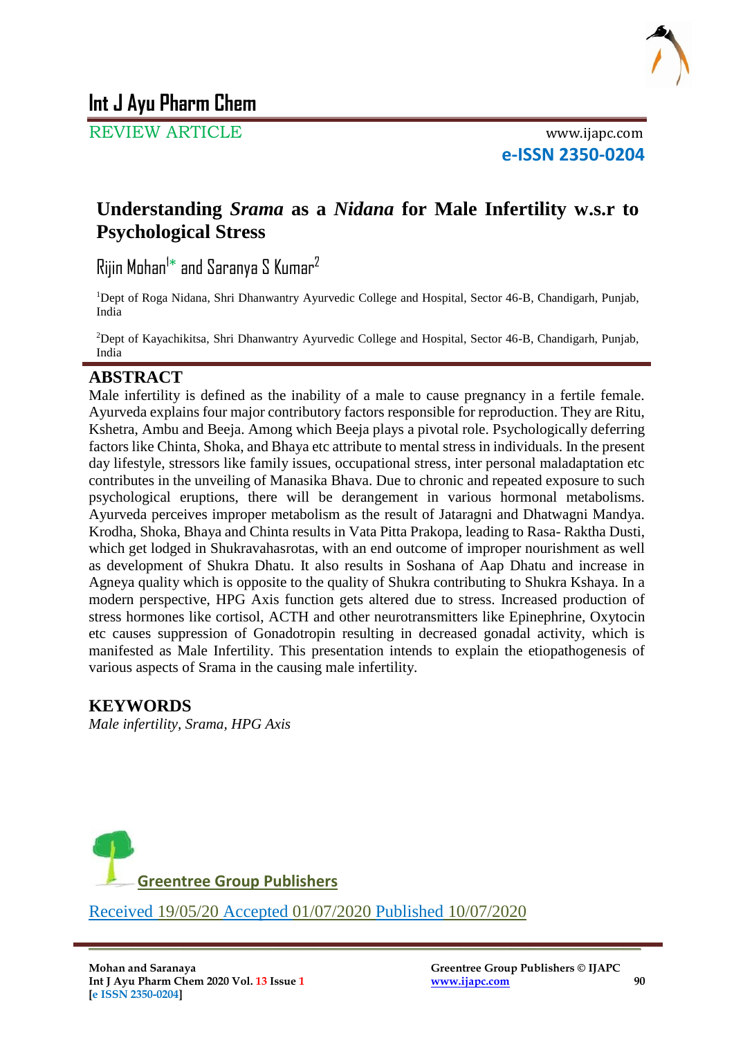# Int J Ayu Pharm Chem

REVIEW ARTICLE

www.ijapc.com

**e-ISSN 2350-0204**

## Understanding *Srama* as a *Nidana* for Male Infertility w.s.r to Psychological Stress

Rijin Mohan[1]* and Saranya S Kumar[2]

[1]Dept of Roga Nidana, Shri Dhanwantry Ayurvedic College and Hospital, Sector 46-B, Chandigarh, Punjab, India

[2]Dept of Kayachikitsa, Shri Dhanwantry Ayurvedic College and Hospital, Sector 46-B, Chandigarh, Punjab, India

## ABSTRACT

Male infertility is defined as the inability of a male to cause pregnancy in a fertile female. Ayurveda explains four major contributory factors responsible for reproduction. They are Ritu, Kshetra, Ambu and Beeja. Among which Beeja plays a pivotal role. Psychologically deferring factors like Chinta, Shoka, and Bhaya etc attribute to mental stress in individuals. In the present day lifestyle, stressors like family issues, occupational stress, inter personal maladaptation etc contributes in the unveiling of Manasika Bhava. Due to chronic and repeated exposure to such psychological eruptions, there will be derangement in various hormonal metabolisms. Ayurveda perceives improper metabolism as the result of Jataragni and Dhatwagni Mandya. Krodha, Shoka, Bhaya and Chinta results in Vata Pitta Prakopa, leading to Rasa- Raktha Dusti, which get lodged in Shukravahasrotas, with an end outcome of improper nourishment as well as development of Shukra Dhatu. It also results in Soshana of Aap Dhatu and increase in Agneya quality which is opposite to the quality of Shukra contributing to Shukra Kshaya. In a modern perspective, HPG Axis function gets altered due to stress. Increased production of stress hormones like cortisol, ACTH and other neurotransmitters like Epinephrine, Oxytocin etc causes suppression of Gonadotropin resulting in decreased gonadal activity, which is manifested as Male Infertility. This presentation intends to explain the etiopathogenesis of various aspects of Srama in the causing male infertility.

## KEYWORDS

*Male infertility, Srama, HPG Axis*

Greentree Group Publishers

Received 19/05/20 Accepted 01/07/2020 Published 10/07/2020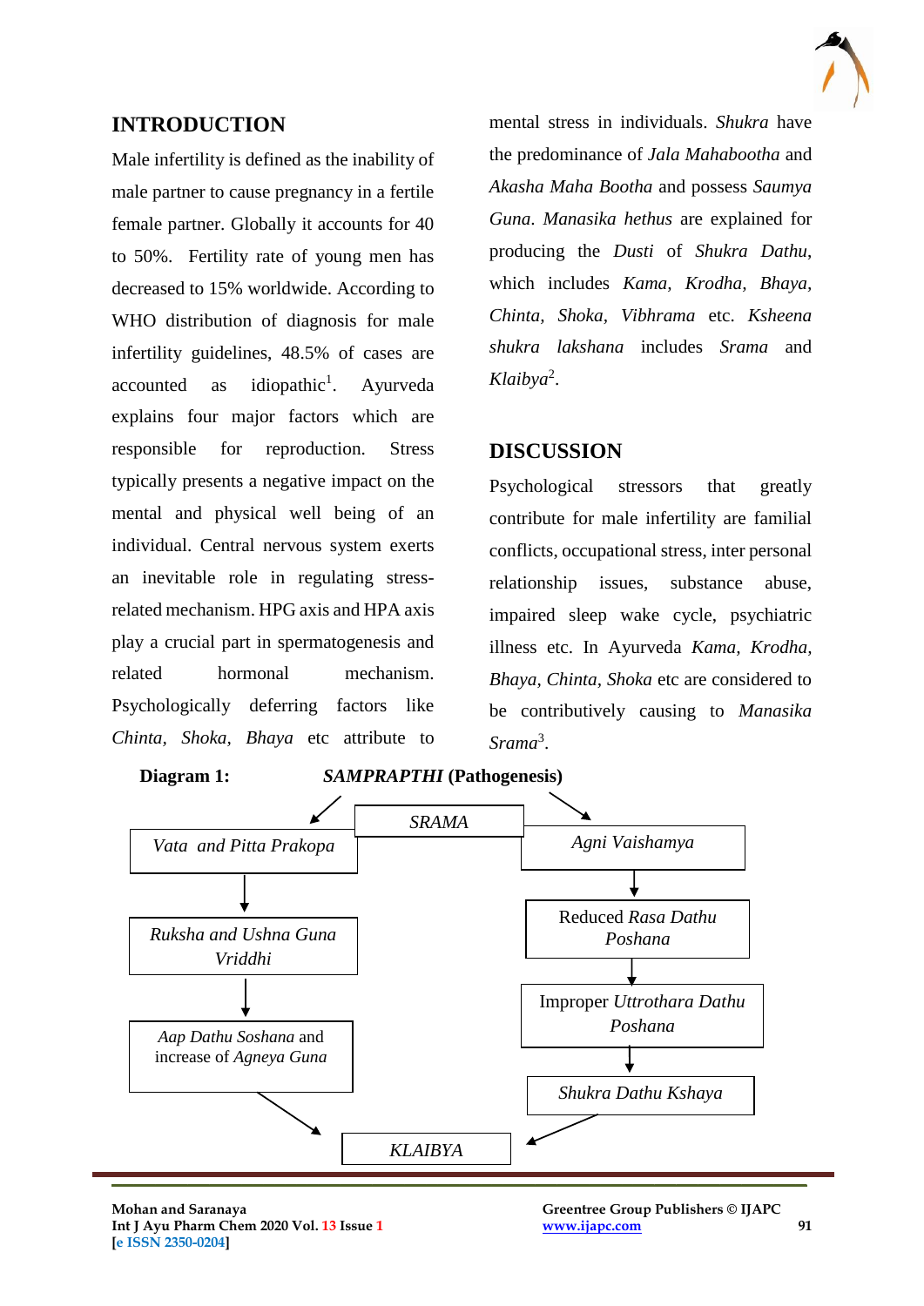## INTRODUCTION

Male infertility is defined as the inability of male partner to cause pregnancy in a fertile female partner. Globally it accounts for 40 to 50%. Fertility rate of young men has decreased to 15% worldwide. According to WHO distribution of diagnosis for male infertility guidelines, 48.5% of cases are accounted as idiopathic[1]. Ayurveda explains four major factors which are responsible for reproduction. Stress typically presents a negative impact on the mental and physical well being of an individual. Central nervous system exerts an inevitable role in regulating stress-related mechanism. HPG axis and HPA axis play a crucial part in spermatogenesis and related hormonal mechanism. Psychologically deferring factors like *Chinta, Shoka, Bhaya* etc attribute to mental stress in individuals. *Shukra* have the predominance of *Jala Mahabootha* and *Akasha Maha Bootha* and possess *Saumya Guna*. *Manasika hethus* are explained for producing the *Dusti* of *Shukra Dathu*, which includes *Kama, Krodha, Bhaya, Chinta, Shoka, Vibhrama* etc. *Ksheena shukra lakshana* includes *Srama* and *Klaibya*[2].

## DISCUSSION

Psychological stressors that greatly contribute for male infertility are familial conflicts, occupational stress, inter personal relationship issues, substance abuse, impaired sleep wake cycle, psychiatric illness etc. In Ayurveda *Kama, Krodha, Bhaya, Chinta, Shoka* etc are considered to be contributively causing to *Manasika Srama*[3].

**Diagram 1:** ***SAMPRAPTHI* (Pathogenesis)**

```
                          SRAMA
              ┌─────────────┴─────────────┐
              ↓                           ↓
  Vata and Pitta Prakopa            Agni Vaishamya
              ↓                           ↓
  Ruksha and Ushna Guna           Reduced Rasa Dathu
  Vriddhi                         Poshana
              ↓                           ↓
  Aap Dathu Soshana and           Improper Uttrothara Dathu
  increase of Agneya Guna         Poshana
              │                           ↓
              │                   Shukra Dathu Kshaya
              └──────────→ KLAIBYA ←──────┘
```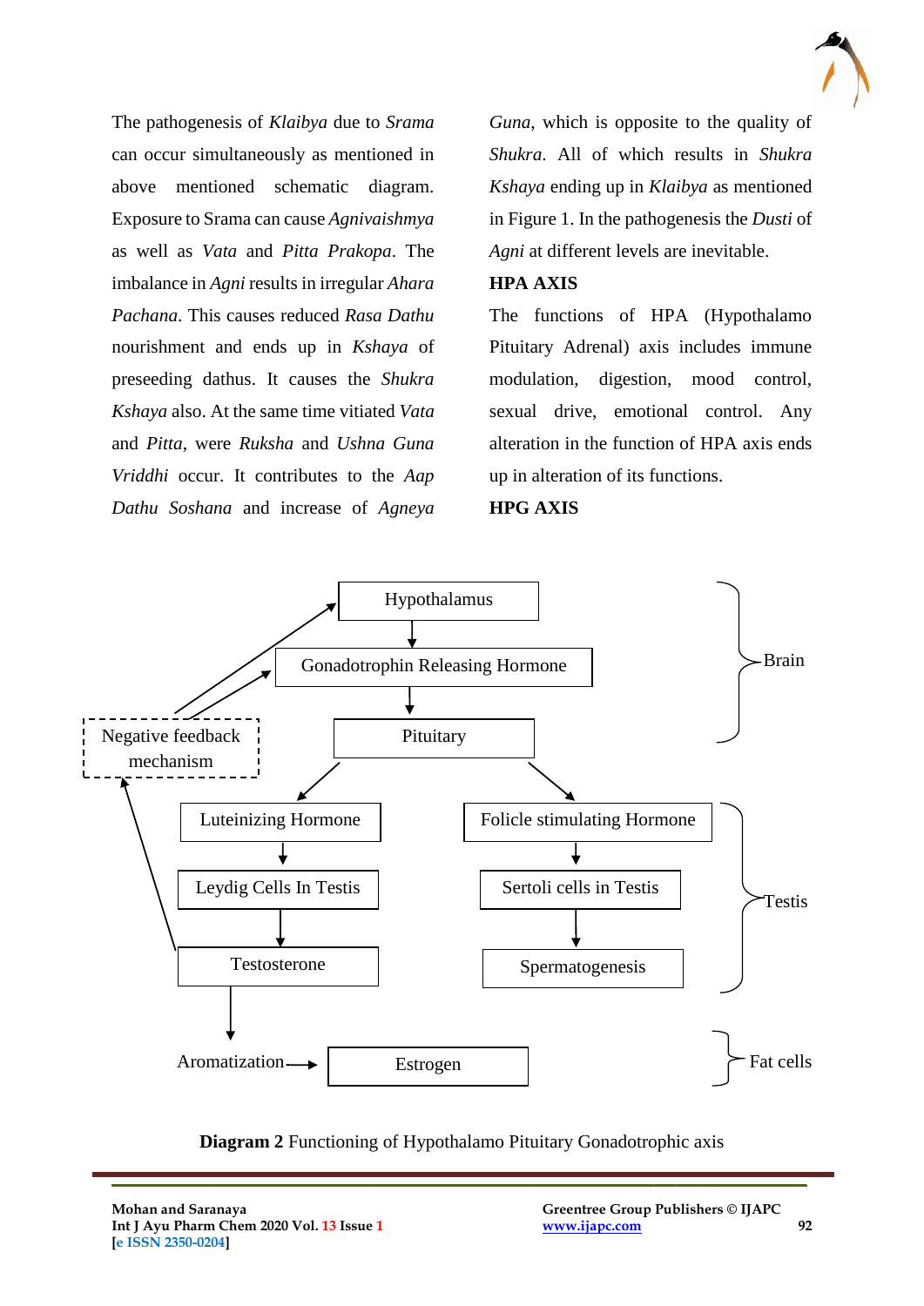The pathogenesis of *Klaibya* due to *Srama* can occur simultaneously as mentioned in above mentioned schematic diagram. Exposure to Srama can cause *Agnivaishmya* as well as *Vata* and *Pitta Prakopa*. The imbalance in *Agni* results in irregular *Ahara Pachana*. This causes reduced *Rasa Dathu* nourishment and ends up in *Kshaya* of preseeding dathus. It causes the *Shukra Kshaya* also. At the same time vitiated *Vata* and *Pitta*, were *Ruksha* and *Ushna Guna Vriddhi* occur. It contributes to the *Aap Dathu Soshana* and increase of *Agneya Guna*, which is opposite to the quality of *Shukra*. All of which results in *Shukra Kshaya* ending up in *Klaibya* as mentioned in Figure 1. In the pathogenesis the *Dusti* of *Agni* at different levels are inevitable.

## HPA AXIS

The functions of HPA (Hypothalamo Pituitary Adrenal) axis includes immune modulation, digestion, mood control, sexual drive, emotional control. Any alteration in the function of HPA axis ends up in alteration of its functions.

## HPG AXIS

**Diagram 2** Functioning of Hypothalamo Pituitary Gonadotrophic axis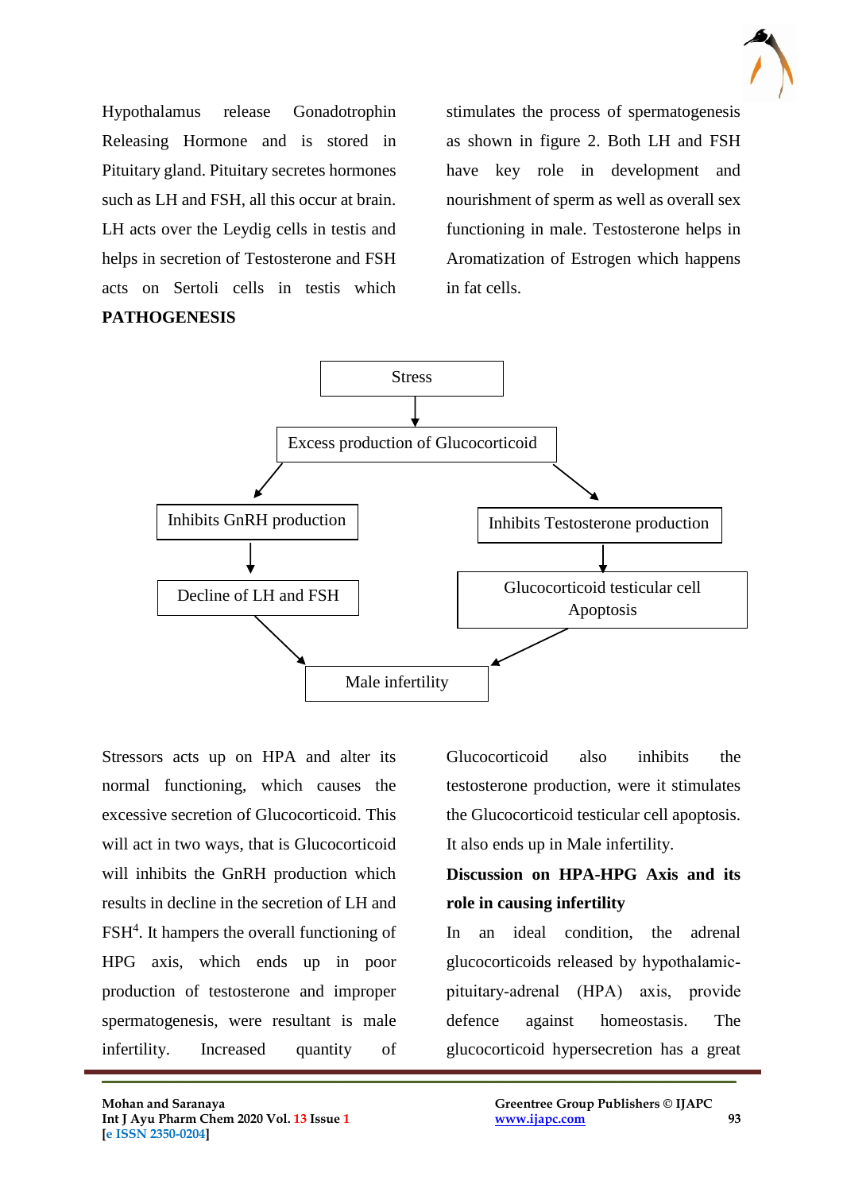Hypothalamus release Gonadotrophin Releasing Hormone and is stored in Pituitary gland. Pituitary secretes hormones such as LH and FSH, all this occur at brain. LH acts over the Leydig cells in testis and helps in secretion of Testosterone and FSH acts on Sertoli cells in testis which stimulates the process of spermatogenesis as shown in figure 2. Both LH and FSH have key role in development and nourishment of sperm as well as overall sex functioning in male. Testosterone helps in Aromatization of Estrogen which happens in fat cells.

**PATHOGENESIS**

Stress
↓
Excess production of Glucocorticoid
↙ ↘
Inhibits GnRH production → Decline of LH and FSH → Male infertility

Inhibits Testosterone production → Glucocorticoid testicular cell Apoptosis → Male infertility

Stressors acts up on HPA and alter its normal functioning, which causes the excessive secretion of Glucocorticoid. This will act in two ways, that is Glucocorticoid will inhibits the GnRH production which results in decline in the secretion of LH and FSH[4]. It hampers the overall functioning of HPG axis, which ends up in poor production of testosterone and improper spermatogenesis, were resultant is male infertility. Increased quantity of Glucocorticoid also inhibits the testosterone production, were it stimulates the Glucocorticoid testicular cell apoptosis. It also ends up in Male infertility.

**Discussion on HPA-HPG Axis and its role in causing infertility**

In an ideal condition, the adrenal glucocorticoids released by hypothalamic-pituitary-adrenal (HPA) axis, provide defence against homeostasis. The glucocorticoid hypersecretion has a great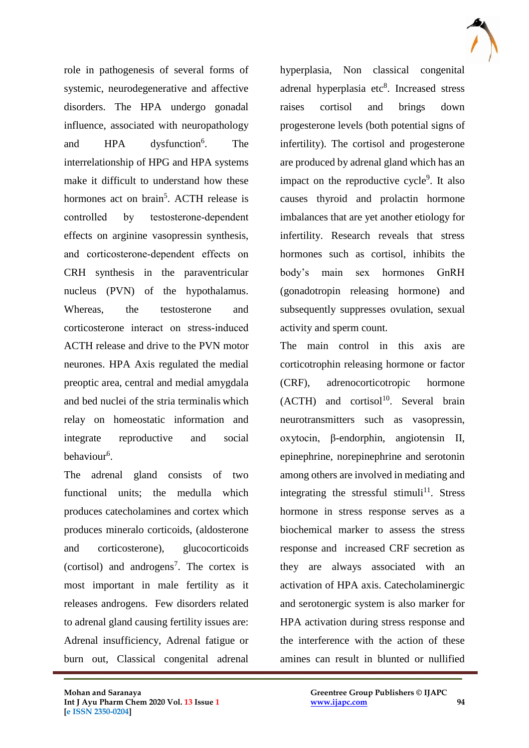role in pathogenesis of several forms of systemic, neurodegenerative and affective disorders. The HPA undergo gonadal influence, associated with neuropathology and HPA dysfunction[6]. The interrelationship of HPG and HPA systems make it difficult to understand how these hormones act on brain[5]. ACTH release is controlled by testosterone-dependent effects on arginine vasopressin synthesis, and corticosterone-dependent effects on CRH synthesis in the paraventricular nucleus (PVN) of the hypothalamus. Whereas, the testosterone and corticosterone interact on stress-induced ACTH release and drive to the PVN motor neurones. HPA Axis regulated the medial preoptic area, central and medial amygdala and bed nuclei of the stria terminalis which relay on homeostatic information and integrate reproductive and social behaviour[6].

The adrenal gland consists of two functional units; the medulla which produces catecholamines and cortex which produces mineralo corticoids, (aldosterone and corticosterone), glucocorticoids (cortisol) and androgens[7]. The cortex is most important in male fertility as it releases androgens. Few disorders related to adrenal gland causing fertility issues are: Adrenal insufficiency, Adrenal fatigue or burn out, Classical congenital adrenal hyperplasia, Non classical congenital adrenal hyperplasia etc[8]. Increased stress raises cortisol and brings down progesterone levels (both potential signs of infertility). The cortisol and progesterone are produced by adrenal gland which has an impact on the reproductive cycle[9]. It also causes thyroid and prolactin hormone imbalances that are yet another etiology for infertility. Research reveals that stress hormones such as cortisol, inhibits the body's main sex hormones GnRH (gonadotropin releasing hormone) and subsequently suppresses ovulation, sexual activity and sperm count.

The main control in this axis are corticotrophin releasing hormone or factor (CRF), adrenocorticotropic hormone (ACTH) and cortisol[10]. Several brain neurotransmitters such as vasopressin, oxytocin, β-endorphin, angiotensin II, epinephrine, norepinephrine and serotonin among others are involved in mediating and integrating the stressful stimuli[11]. Stress hormone in stress response serves as a biochemical marker to assess the stress response and increased CRF secretion as they are always associated with an activation of HPA axis. Catecholaminergic and serotonergic system is also marker for HPA activation during stress response and the interference with the action of these amines can result in blunted or nullified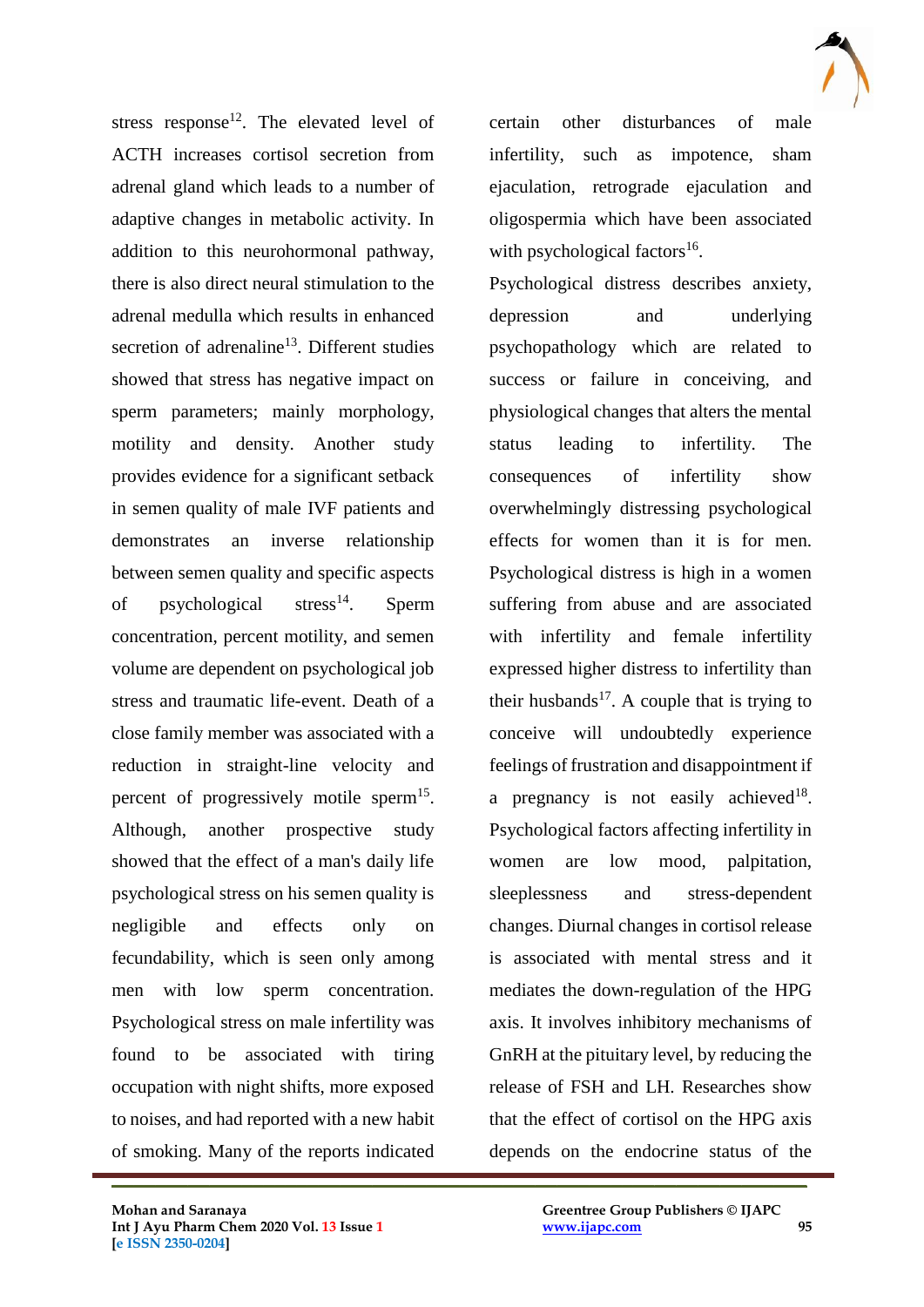stress response[12]. The elevated level of ACTH increases cortisol secretion from adrenal gland which leads to a number of adaptive changes in metabolic activity. In addition to this neurohormonal pathway, there is also direct neural stimulation to the adrenal medulla which results in enhanced secretion of adrenaline[13]. Different studies showed that stress has negative impact on sperm parameters; mainly morphology, motility and density. Another study provides evidence for a significant setback in semen quality of male IVF patients and demonstrates an inverse relationship between semen quality and specific aspects of psychological stress[14]. Sperm concentration, percent motility, and semen volume are dependent on psychological job stress and traumatic life-event. Death of a close family member was associated with a reduction in straight-line velocity and percent of progressively motile sperm[15]. Although, another prospective study showed that the effect of a man's daily life psychological stress on his semen quality is negligible and effects only on fecundability, which is seen only among men with low sperm concentration. Psychological stress on male infertility was found to be associated with tiring occupation with night shifts, more exposed to noises, and had reported with a new habit of smoking. Many of the reports indicated certain other disturbances of male infertility, such as impotence, sham ejaculation, retrograde ejaculation and oligospermia which have been associated with psychological factors[16].

Psychological distress describes anxiety, depression and underlying psychopathology which are related to success or failure in conceiving, and physiological changes that alters the mental status leading to infertility. The consequences of infertility show overwhelmingly distressing psychological effects for women than it is for men. Psychological distress is high in a women suffering from abuse and are associated with infertility and female infertility expressed higher distress to infertility than their husbands[17]. A couple that is trying to conceive will undoubtedly experience feelings of frustration and disappointment if a pregnancy is not easily achieved[18]. Psychological factors affecting infertility in women are low mood, palpitation, sleeplessness and stress-dependent changes. Diurnal changes in cortisol release is associated with mental stress and it mediates the down-regulation of the HPG axis. It involves inhibitory mechanisms of GnRH at the pituitary level, by reducing the release of FSH and LH. Researches show that the effect of cortisol on the HPG axis depends on the endocrine status of the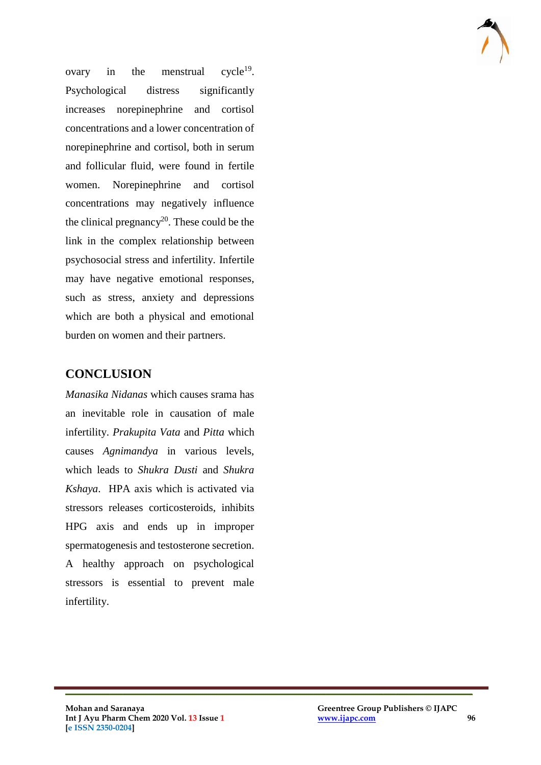ovary in the menstrual cycle[19]. Psychological distress significantly increases norepinephrine and cortisol concentrations and a lower concentration of norepinephrine and cortisol, both in serum and follicular fluid, were found in fertile women. Norepinephrine and cortisol concentrations may negatively influence the clinical pregnancy[20]. These could be the link in the complex relationship between psychosocial stress and infertility. Infertile may have negative emotional responses, such as stress, anxiety and depressions which are both a physical and emotional burden on women and their partners.

## CONCLUSION

*Manasika Nidanas* which causes srama has an inevitable role in causation of male infertility. *Prakupita Vata* and *Pitta* which causes *Agnimandya* in various levels, which leads to *Shukra Dusti* and *Shukra Kshaya*. HPA axis which is activated via stressors releases corticosteroids, inhibits HPG axis and ends up in improper spermatogenesis and testosterone secretion. A healthy approach on psychological stressors is essential to prevent male infertility.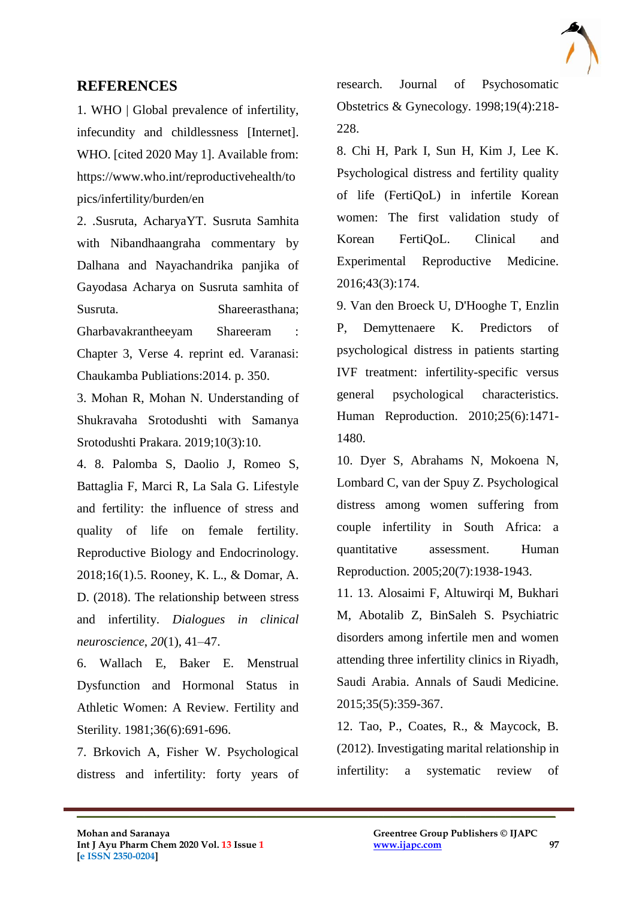## REFERENCES

1. WHO | Global prevalence of infertility, infecundity and childlessness [Internet]. WHO. [cited 2020 May 1]. Available from: https://www.who.int/reproductivehealth/topics/infertility/burden/en

2. .Susruta, AcharyaYT. Susruta Samhita with Nibandhaangraha commentary by Dalhana and Nayachandrika panjika of Gayodasa Acharya on Susruta samhita of Susruta. Shareerasthana; Gharbavakrantheeyam Shareeram : Chapter 3, Verse 4. reprint ed. Varanasi: Chaukamba Publiations:2014. p. 350.

3. Mohan R, Mohan N. Understanding of Shukravaha Srotodushti with Samanya Srotodushti Prakara. 2019;10(3):10.

4. 8. Palomba S, Daolio J, Romeo S, Battaglia F, Marci R, La Sala G. Lifestyle and fertility: the influence of stress and quality of life on female fertility. Reproductive Biology and Endocrinology. 2018;16(1).5. Rooney, K. L., & Domar, A. D. (2018). The relationship between stress and infertility. *Dialogues in clinical neuroscience*, *20*(1), 41–47.

6. Wallach E, Baker E. Menstrual Dysfunction and Hormonal Status in Athletic Women: A Review. Fertility and Sterility. 1981;36(6):691-696.

7. Brkovich A, Fisher W. Psychological distress and infertility: forty years of research. Journal of Psychosomatic Obstetrics & Gynecology. 1998;19(4):218-228.

8. Chi H, Park I, Sun H, Kim J, Lee K. Psychological distress and fertility quality of life (FertiQoL) in infertile Korean women: The first validation study of Korean FertiQoL. Clinical and Experimental Reproductive Medicine. 2016;43(3):174.

9. Van den Broeck U, D'Hooghe T, Enzlin P, Demyttenaere K. Predictors of psychological distress in patients starting IVF treatment: infertility-specific versus general psychological characteristics. Human Reproduction. 2010;25(6):1471-1480.

10. Dyer S, Abrahams N, Mokoena N, Lombard C, van der Spuy Z. Psychological distress among women suffering from couple infertility in South Africa: a quantitative assessment. Human Reproduction. 2005;20(7):1938-1943.

11. 13. Alosaimi F, Altuwirqi M, Bukhari M, Abotalib Z, BinSaleh S. Psychiatric disorders among infertile men and women attending three infertility clinics in Riyadh, Saudi Arabia. Annals of Saudi Medicine. 2015;35(5):359-367.

12. Tao, P., Coates, R., & Maycock, B. (2012). Investigating marital relationship in infertility: a systematic review of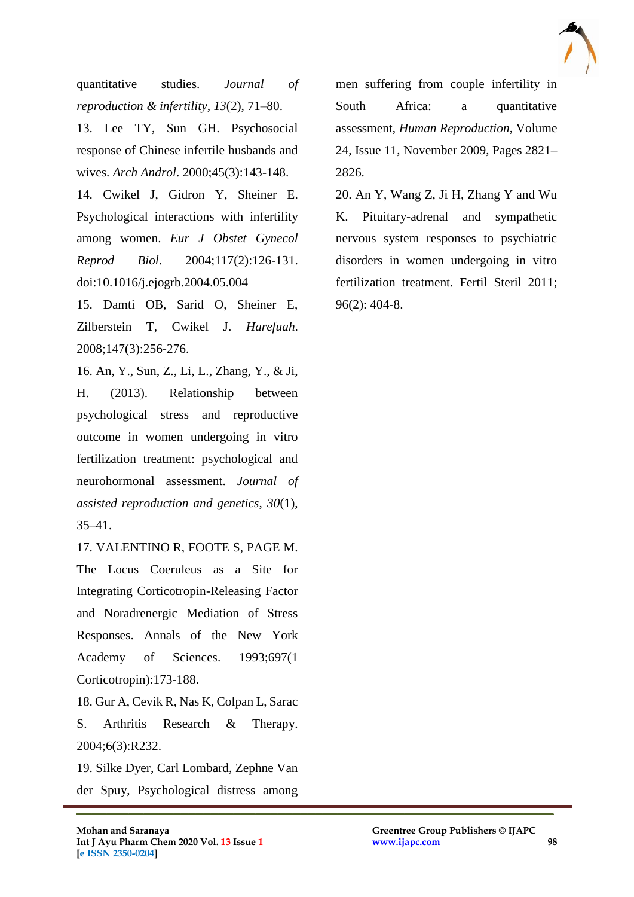quantitative studies. *Journal of reproduction & infertility*, *13*(2), 71–80.

13. Lee TY, Sun GH. Psychosocial response of Chinese infertile husbands and wives. *Arch Androl*. 2000;45(3):143-148.

14. Cwikel J, Gidron Y, Sheiner E. Psychological interactions with infertility among women. *Eur J Obstet Gynecol Reprod Biol*. 2004;117(2):126-131. doi:10.1016/j.ejogrb.2004.05.004

15. Damti OB, Sarid O, Sheiner E, Zilberstein T, Cwikel J. *Harefuah*. 2008;147(3):256-276.

16. An, Y., Sun, Z., Li, L., Zhang, Y., & Ji, H. (2013). Relationship between psychological stress and reproductive outcome in women undergoing in vitro fertilization treatment: psychological and neurohormonal assessment. *Journal of assisted reproduction and genetics*, *30*(1), 35–41.

17. VALENTINO R, FOOTE S, PAGE M. The Locus Coeruleus as a Site for Integrating Corticotropin-Releasing Factor and Noradrenergic Mediation of Stress Responses. Annals of the New York Academy of Sciences. 1993;697(1 Corticotropin):173-188.

18. Gur A, Cevik R, Nas K, Colpan L, Sarac S. Arthritis Research & Therapy. 2004;6(3):R232.

19. Silke Dyer, Carl Lombard, Zephne Van der Spuy, Psychological distress among men suffering from couple infertility in South Africa: a quantitative assessment, *Human Reproduction*, Volume 24, Issue 11, November 2009, Pages 2821–2826.

20. An Y, Wang Z, Ji H, Zhang Y and Wu K. Pituitary-adrenal and sympathetic nervous system responses to psychiatric disorders in women undergoing in vitro fertilization treatment. Fertil Steril 2011; 96(2): 404-8.